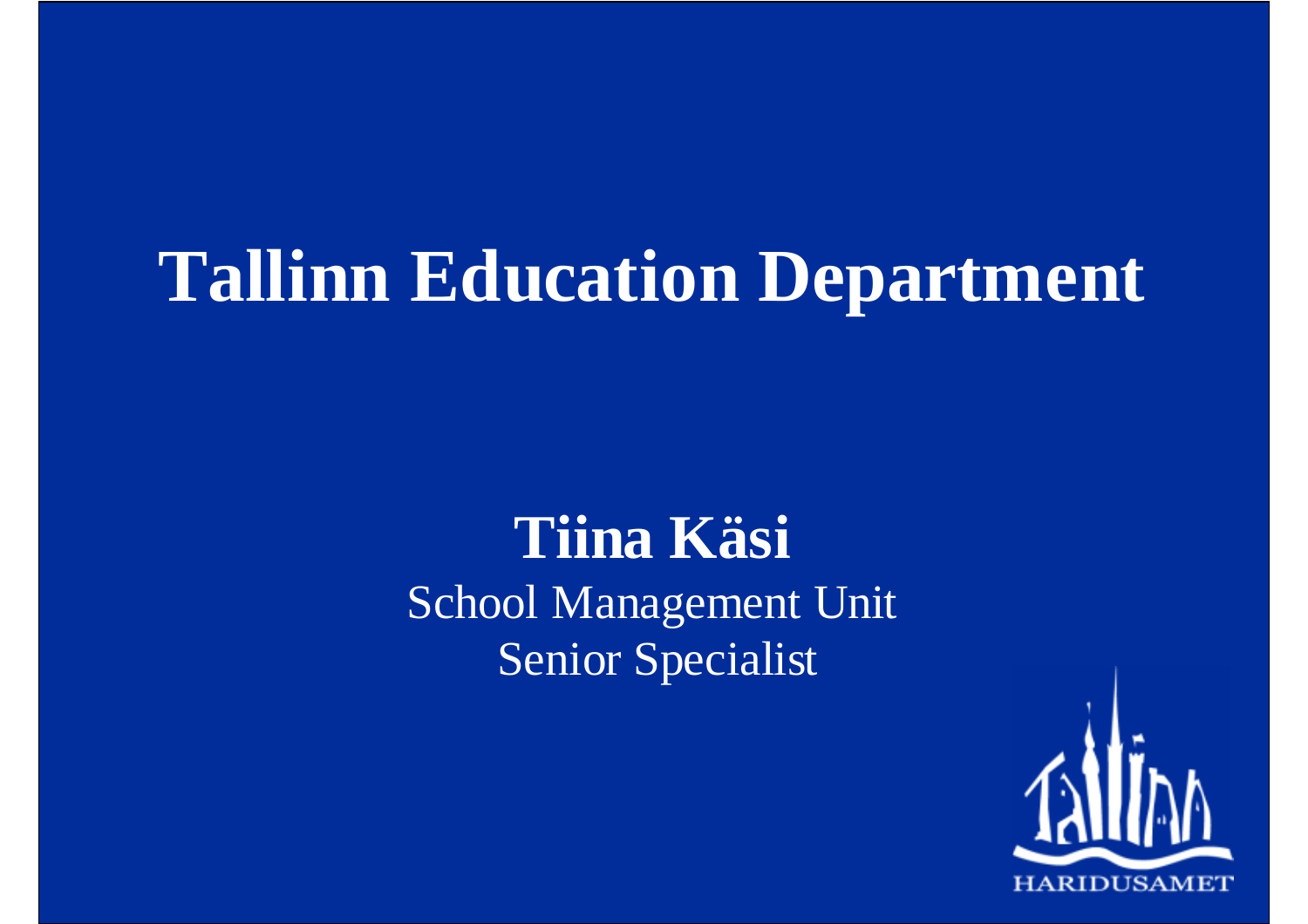# Tallinn Education Department

**Tiina Käsi**

School Management Unit

Senior Specialist

HARIDUSAMET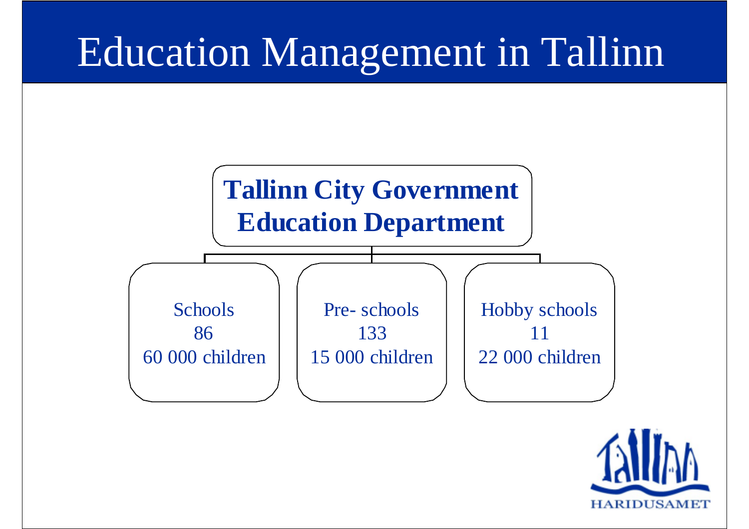# Education Management in Tallinn

**Tallinn City Government Education Department**

- Schools
  86
  60 000 children
- Pre- schools
  133
  15 000 children
- Hobby schools
  11
  22 000 children

HARIDUSAMET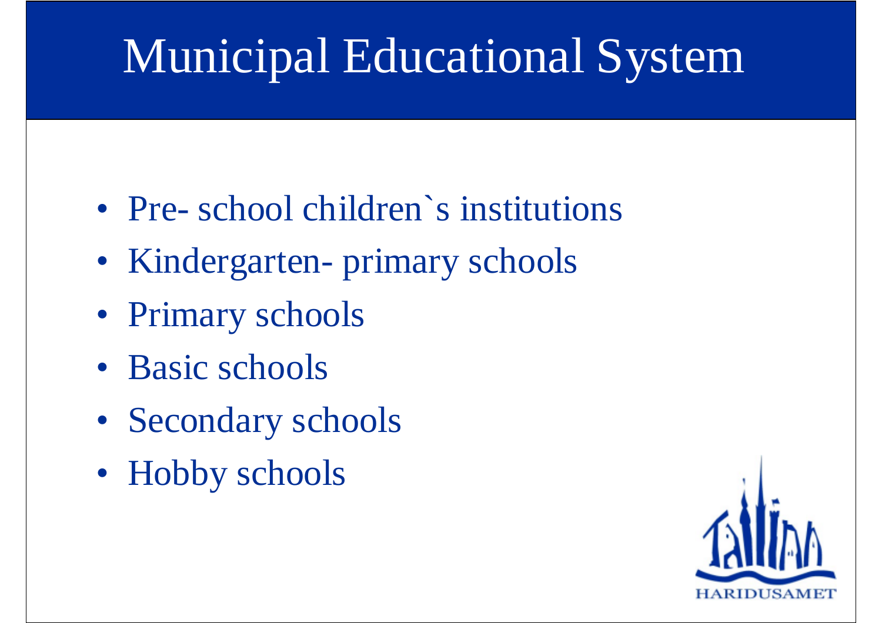# Municipal Educational System

- Pre- school children`s institutions
- Kindergarten- primary schools
- Primary schools
- Basic schools
- Secondary schools
- Hobby schools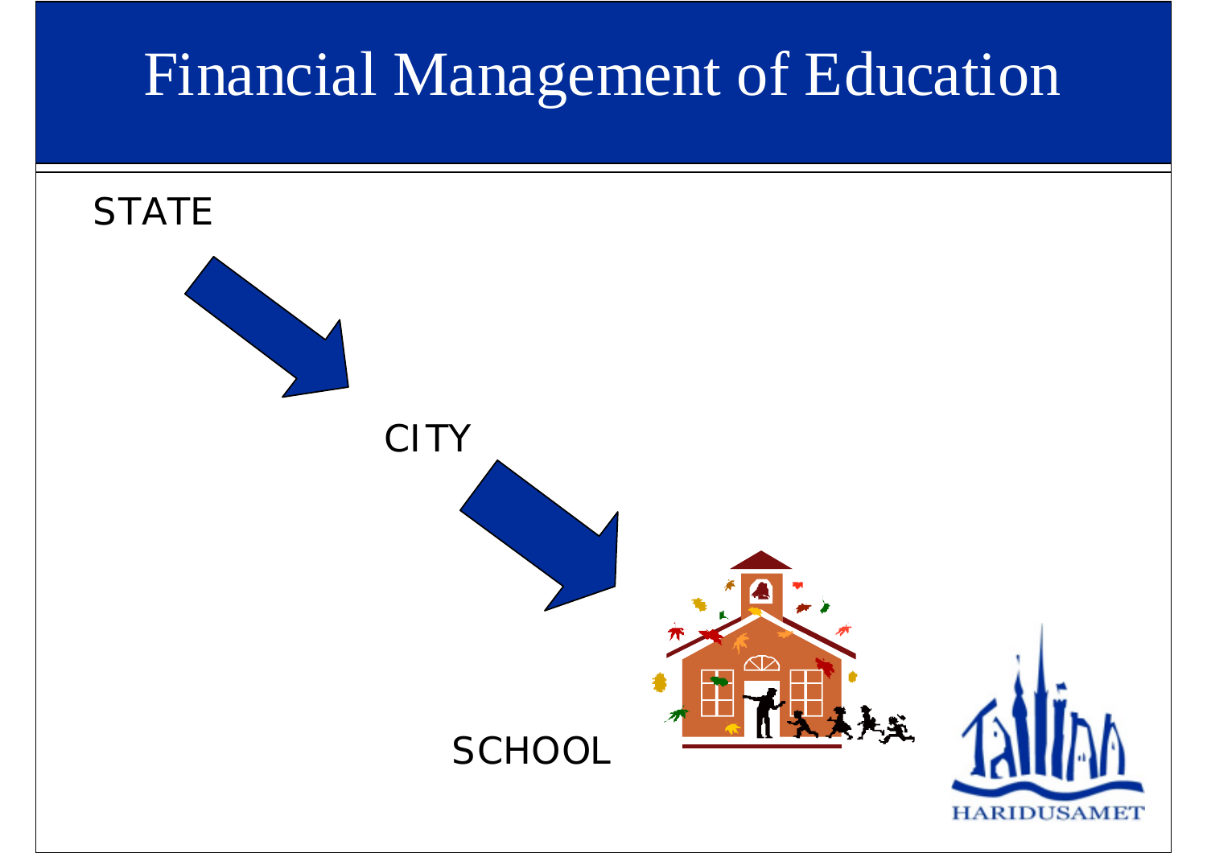# Financial Management of Education

STATE

CITY

SCHOOL

HARIDUSAMET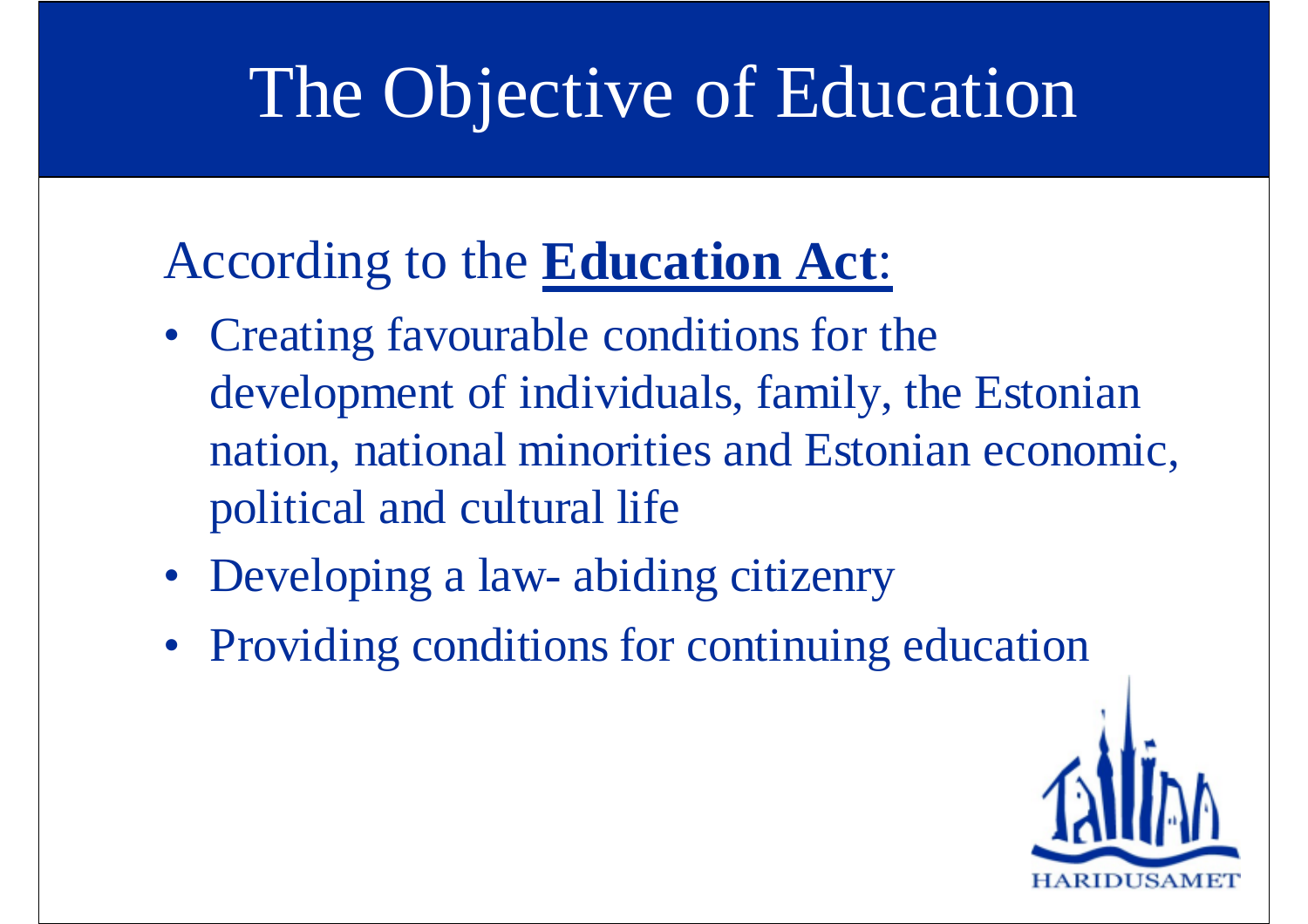# The Objective of Education

According to the **Education Act**:

- Creating favourable conditions for the development of individuals, family, the Estonian nation, national minorities and Estonian economic, political and cultural life
- Developing a law- abiding citizenry
- Providing conditions for continuing education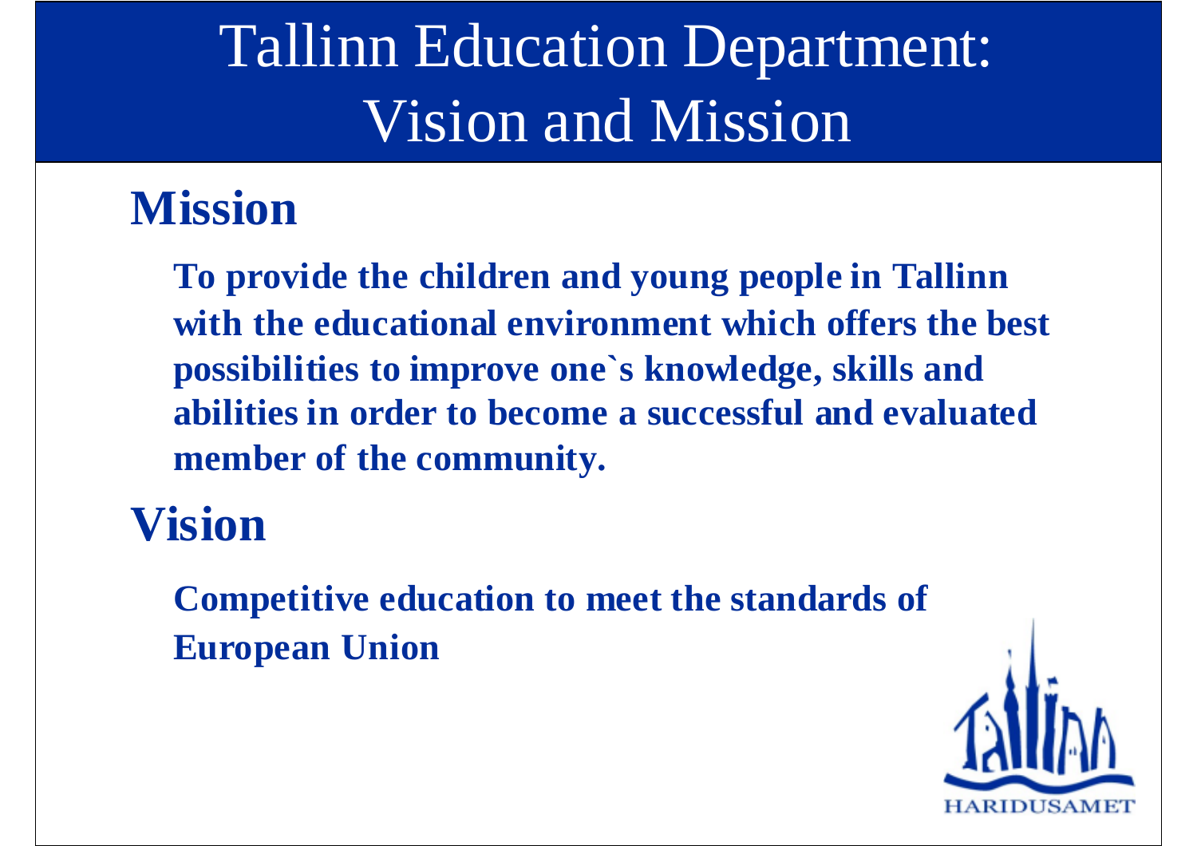# Tallinn Education Department: Vision and Mission

## Mission

**To provide the children and young people in Tallinn with the educational environment which offers the best possibilities to improve one`s knowledge, skills and abilities in order to become a successful and evaluated member of the community.**

## Vision

**Competitive education to meet the standards of European Union**

HARIDUSAMET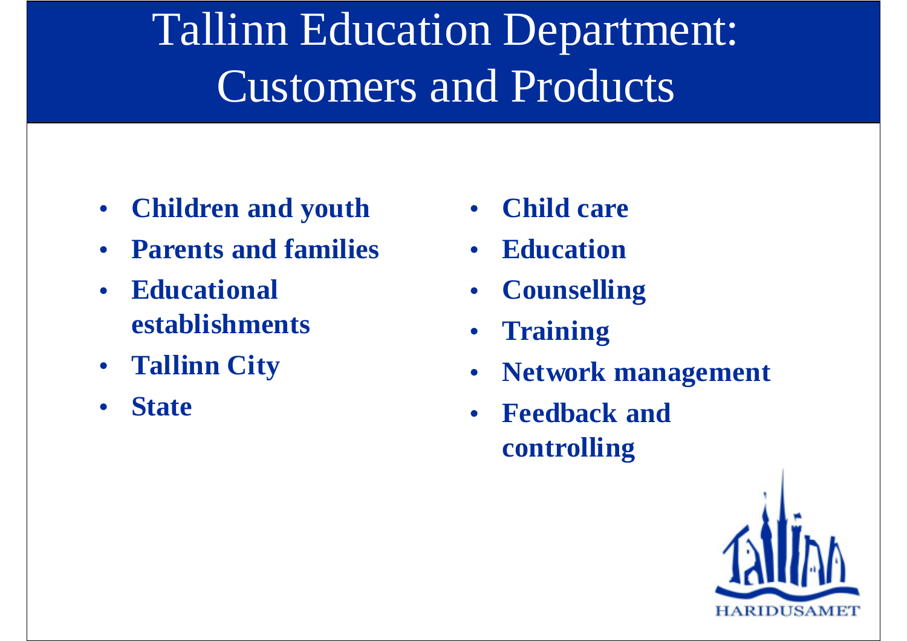# Tallinn Education Department: Customers and Products

- **Children and youth**
- **Parents and families**
- **Educational establishments**
- **Tallinn City**
- **State**

- **Child care**
- **Education**
- **Counselling**
- **Training**
- **Network management**
- **Feedback and controlling**

HARIDUSAMET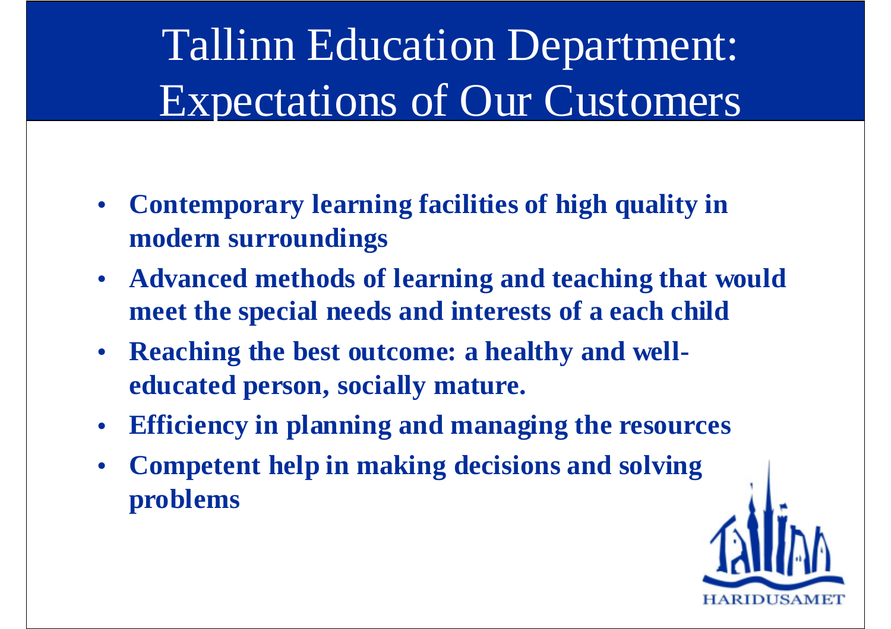# Tallinn Education Department: Expectations of Our Customers

- **Contemporary learning facilities of high quality in modern surroundings**
- **Advanced methods of learning and teaching that would meet the special needs and interests of a each child**
- **Reaching the best outcome: a healthy and well-educated person, socially mature.**
- **Efficiency in planning and managing the resources**
- **Competent help in making decisions and solving problems**

HARIDUSAMET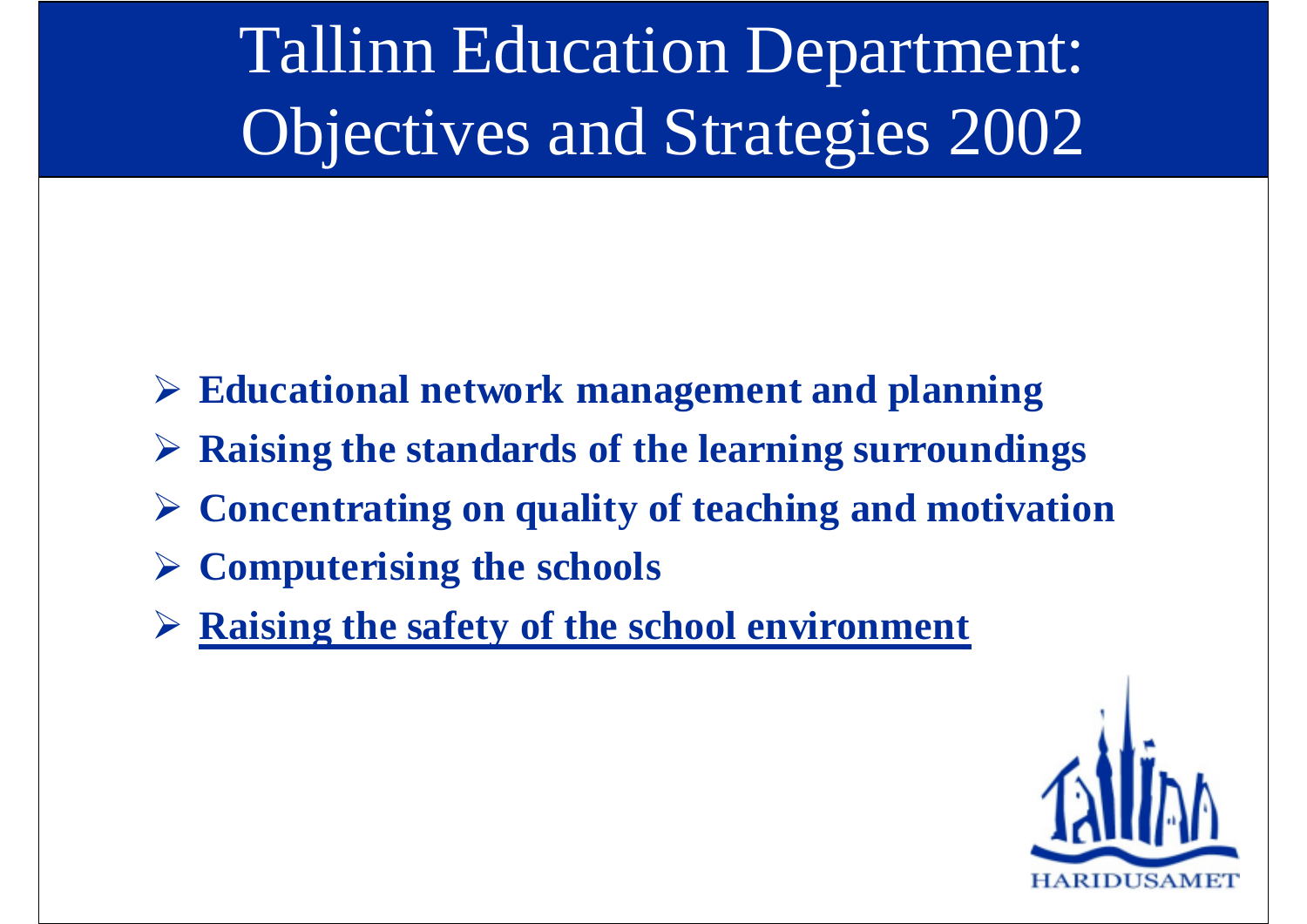# Tallinn Education Department: Objectives and Strategies 2002

- **Educational network management and planning**
- **Raising the standards of the learning surroundings**
- **Concentrating on quality of teaching and motivation**
- **Computerising the schools**
- <u>**Raising the safety of the school environment**</u>

HARIDUSAMET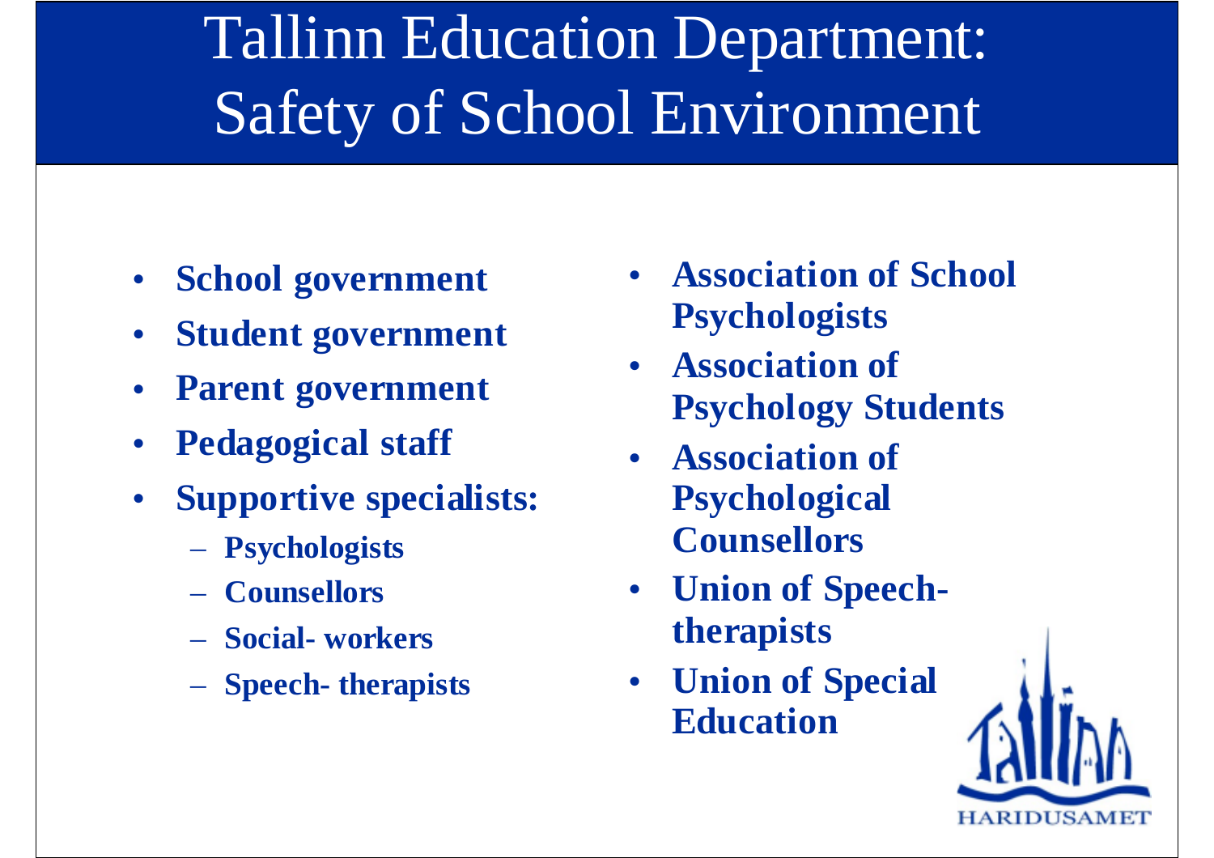# Tallinn Education Department: Safety of School Environment

- **School government**
- **Student government**
- **Parent government**
- **Pedagogical staff**
- **Supportive specialists:**
  - **Psychologists**
  - **Counsellors**
  - **Social- workers**
  - **Speech- therapists**
- **Association of School Psychologists**
- **Association of Psychology Students**
- **Association of Psychological Counsellors**
- **Union of Speech-therapists**
- **Union of Special Education**

Tallinn HARIDUSAMET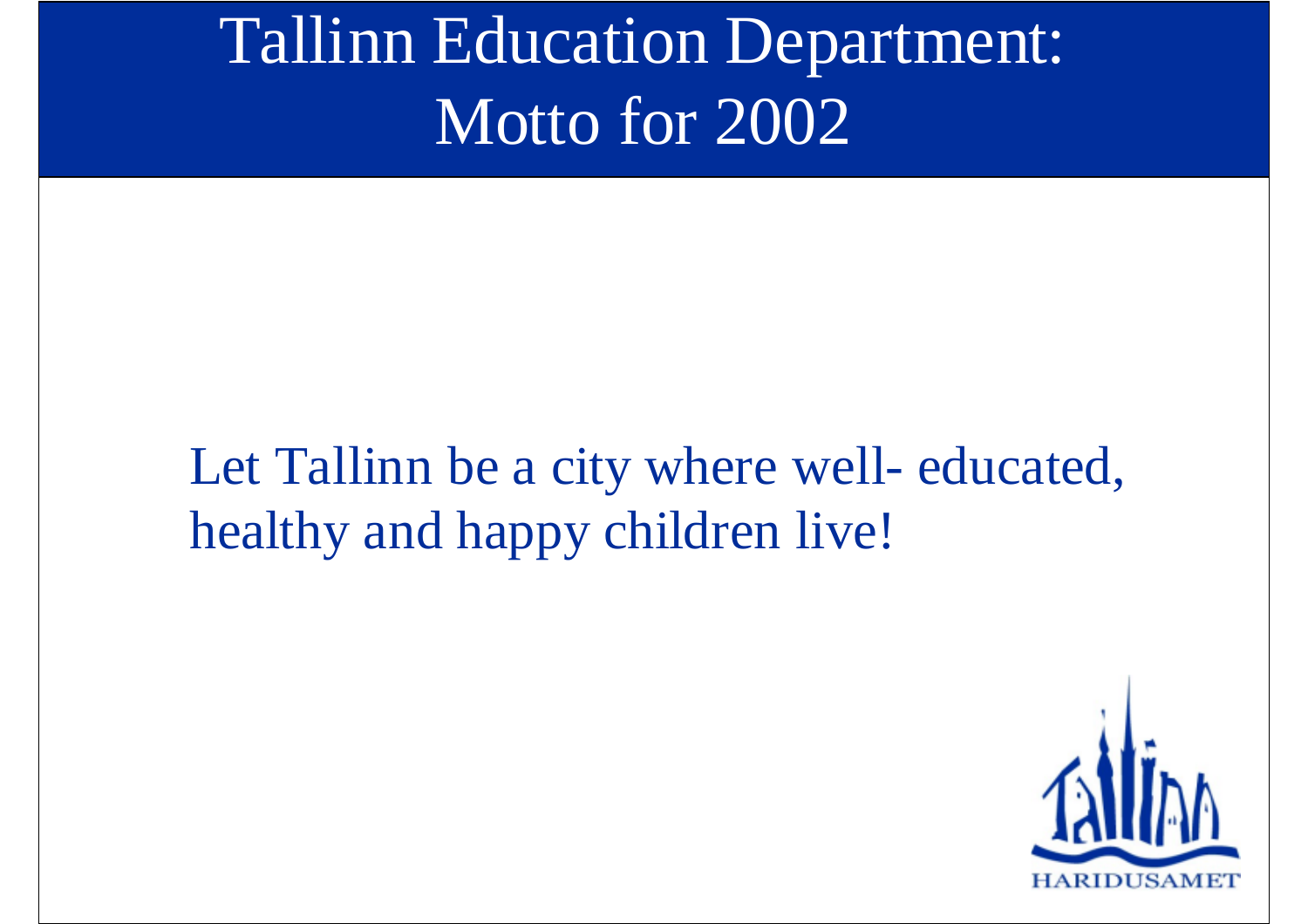# Tallinn Education Department: Motto for 2002

Let Tallinn be a city where well- educated, healthy and happy children live!

HARIDUSAMET